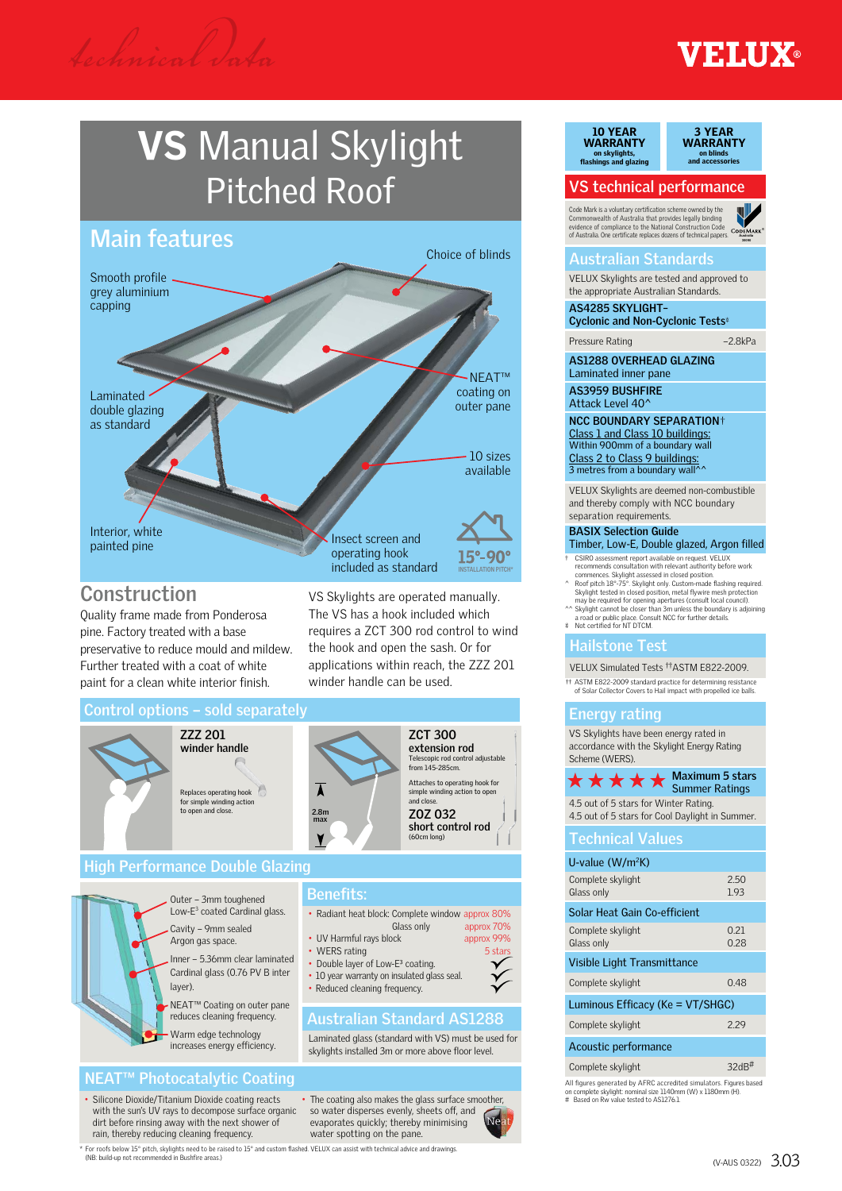Technical Data

VELUX®

# VS Manual Skylight Pitched Roof

## Main features

- Smooth profile grey aluminium capping
- Choice of blinds
- Laminated double glazing as standard
- NEAT™ coating on outer pane
- 10 sizes available
- Interior, white painted pine
- Insect screen and operating hook included as standard
- 15°-90° INSTALLATION PITCH*

## Construction

Quality frame made from Ponderosa pine. Factory treated with a base preservative to reduce mould and mildew. Further treated with a coat of white paint for a clean white interior finish.

VS Skylights are operated manually. The VS has a hook included which requires a ZCT 300 rod control to wind the hook and open the sash. Or for applications within reach, the ZZZ 201 winder handle can be used.

## Control options – sold separately

**ZZZ 201 winder handle**

Replaces operating hook for simple winding action to open and close.

**ZCT 300 extension rod**

Telescopic rod control adjustable from 145-285cm.

Attaches to operating hook for simple winding action to open and close.

2.8m max

**ZOZ 032 short control rod**

(60cm long)

## High Performance Double Glazing

- Outer – 3mm toughened Low-E³ coated Cardinal glass.
- Cavity – 9mm sealed Argon gas space.
- Inner – 5.36mm clear laminated Cardinal glass (0.76 PV B inter layer).
- NEAT™ Coating on outer pane reduces cleaning frequency.
- Warm edge technology increases energy efficiency.

## Benefits:

- Radiant heat block: Complete window approx 80%; Glass only approx 70%
- UV Harmful rays block approx 99%
- WERS rating 5 stars
- Double layer of Low-E³ coating.
- 10 year warranty on insulated glass seal.
- Reduced cleaning frequency.

## Australian Standard AS1288

Laminated glass (standard with VS) must be used for skylights installed 3m or more above floor level.

## NEAT™ Photocatalytic Coating

- Silicone Dioxide/Titanium Dioxide coating reacts with the sun's UV rays to decompose surface organic dirt before rinsing away with the next shower of rain, thereby reducing cleaning frequency.
- The coating also makes the glass surface smoother, so water disperses evenly, sheets off, and evaporates quickly; thereby minimising water spotting on the pane.

\* For roofs below 15° pitch, skylights need to be raised to 15° and custom flashed. VELUX can assist with technical advice and drawings. (NB: build-up not recommended in Bushfire areas.)

**10 YEAR WARRANTY** on skylights, flashings and glazing

**3 YEAR WARRANTY** on blinds and accessories

## VS technical performance

Code Mark is a voluntary certification scheme owned by the Commonwealth of Australia that provides legally binding evidence of compliance to the National Construction Code of Australia. One certificate replaces dozens of technical papers.

### Australian Standards

VELUX Skylights are tested and approved to the appropriate Australian Standards.

**AS4285 SKYLIGHT– Cyclonic and Non-Cyclonic Tests‡**

| Pressure Rating | –2.8kPa |
|---|---|

**AS1288 OVERHEAD GLAZING**
Laminated inner pane

**AS3959 BUSHFIRE**
Attack Level 40^

**NCC BOUNDARY SEPARATION†**
Class 1 and Class 10 buildings: Within 900mm of a boundary wall
Class 2 to Class 9 buildings: 3 metres from a boundary wall^^

VELUX Skylights are deemed non-combustible and thereby comply with NCC boundary separation requirements.

**BASIX Selection Guide**
Timber, Low-E, Double glazed, Argon filled

† CSIRO assessment report available on request. VELUX recommends consultation with relevant authority before work commences. Skylight assessed in closed position.
^ Roof pitch 18°-75°. Skylight only. Custom-made flashing required. Skylight tested in closed position, metal flywire mesh protection may be required for opening apertures (consult local council).
^^ Skylight cannot be closer than 3m unless the boundary is adjoining a road or public place. Consult NCC for further details.
‡ Not certified for NT DTCM.

### Hailstone Test

VELUX Simulated Tests ††ASTM E822-2009.

†† ASTM E822-2009 standard practice for determining resistance of Solar Collector Covers to Hail impact with propelled ice balls.

### Energy rating

VS Skylights have been energy rated in accordance with the Skylight Energy Rating Scheme (WERS).

★★★★★ Maximum 5 stars Summer Ratings

4.5 out of 5 stars for Winter Rating.
4.5 out of 5 stars for Cool Daylight in Summer.

### Technical Values

| U-value (W/m²K) | |
|---|---|
| Complete skylight | 2.50 |
| Glass only | 1.93 |
| **Solar Heat Gain Co-efficient** | |
| Complete skylight | 0.21 |
| Glass only | 0.28 |
| **Visible Light Transmittance** | |
| Complete skylight | 0.48 |
| **Luminous Efficacy (Ke = VT/SHGC)** | |
| Complete skylight | 2.29 |
| **Acoustic performance** | |
| Complete skylight | 32dB# |

All figures generated by AFRC accredited simulators. Figures based on complete skylight: nominal size 1140mm (W) x 1180mm (H).
\# Based on Rw value tested to AS1276.1

(V-AUS 0322)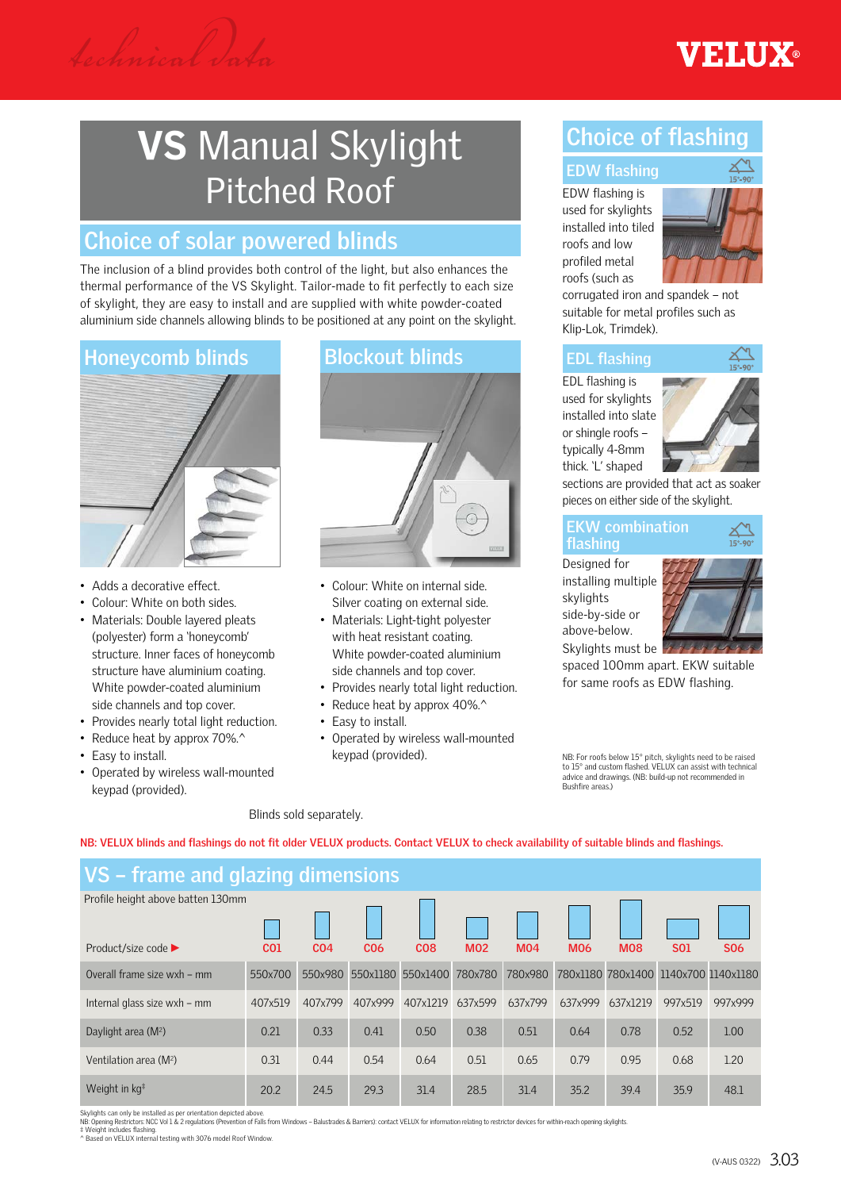*Technical Data*

VELUX®

# VS Manual Skylight Pitched Roof

## Choice of solar powered blinds

The inclusion of a blind provides both control of the light, but also enhances the thermal performance of the VS Skylight. Tailor-made to fit perfectly to each size of skylight, they are easy to install and are supplied with white powder-coated aluminium side channels allowing blinds to be positioned at any point on the skylight.

### Honeycomb blinds

- Adds a decorative effect.
- Colour: White on both sides.
- Materials: Double layered pleats (polyester) form a 'honeycomb' structure. Inner faces of honeycomb structure have aluminium coating. White powder-coated aluminium side channels and top cover.
- Provides nearly total light reduction.
- Reduce heat by approx 70%.^
- Easy to install.
- Operated by wireless wall-mounted keypad (provided).

### Blockout blinds

- Colour: White on internal side. Silver coating on external side.
- Materials: Light-tight polyester with heat resistant coating. White powder-coated aluminium side channels and top cover.
- Provides nearly total light reduction.
- Reduce heat by approx 40%.^
- Easy to install.
- Operated by wireless wall-mounted keypad (provided).

Blinds sold separately.

## Choice of flashing

### EDW flashing

15°-90°

EDW flashing is used for skylights installed into tiled roofs and low profiled metal roofs (such as corrugated iron and spandek – not suitable for metal profiles such as Klip-Lok, Trimdek).

### EDL flashing

15°-90°

EDL flashing is used for skylights installed into slate or shingle roofs – typically 4-8mm thick. 'L' shaped sections are provided that act as soaker pieces on either side of the skylight.

### EKW combination flashing

15°-90°

Designed for installing multiple skylights side-by-side or above-below. Skylights must be spaced 100mm apart. EKW suitable for same roofs as EDW flashing.

NB: For roofs below 15° pitch, skylights need to be raised to 15° and custom flashed. VELUX can assist with technical advice and drawings. (NB: build-up not recommended in Bushfire areas.)

**NB: VELUX blinds and flashings do not fit older VELUX products. Contact VELUX to check availability of suitable blinds and flashings.**

## VS – frame and glazing dimensions

Profile height above batten 130mm

| Product/size code ▶ | C01 | C04 | C06 | C08 | M02 | M04 | M06 | M08 | S01 | S06 |
|---|---|---|---|---|---|---|---|---|---|---|
| Overall frame size wxh – mm | 550x700 | 550x980 | 550x1180 | 550x1400 | 780x780 | 780x980 | 780x1180 | 780x1400 | 1140x700 | 1140x1180 |
| Internal glass size wxh – mm | 407x519 | 407x799 | 407x999 | 407x1219 | 637x599 | 637x799 | 637x999 | 637x1219 | 997x519 | 997x999 |
| Daylight area (M²) | 0.21 | 0.33 | 0.41 | 0.50 | 0.38 | 0.51 | 0.64 | 0.78 | 0.52 | 1.00 |
| Ventilation area (M²) | 0.31 | 0.44 | 0.54 | 0.64 | 0.51 | 0.65 | 0.79 | 0.95 | 0.68 | 1.20 |
| Weight in kg‡ | 20.2 | 24.5 | 29.3 | 31.4 | 28.5 | 31.4 | 35.2 | 39.4 | 35.9 | 48.1 |

Skylights can only be installed as per orientation depicted above.
NB: Opening Restrictors: NCC Vol 1 & 2 regulations (Prevention of Falls from Windows – Balustrades & Barriers): contact VELUX for information relating to restrictor devices for within-reach opening skylights.
‡ Weight includes flashing.
^ Based on VELUX internal testing with 3076 model Roof Window.

(V-AUS 0322) 3.03